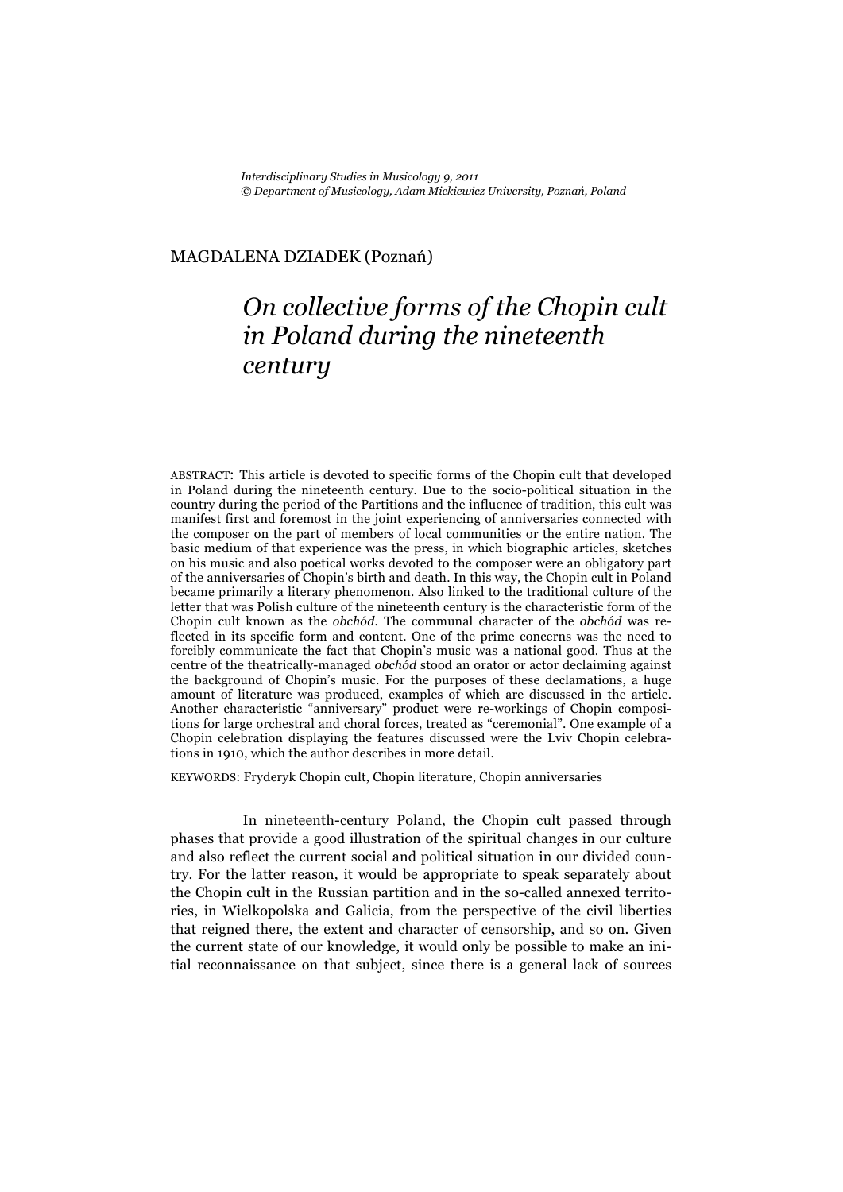*Interdisciplinary Studies in Musicology 9, 2011*
*© Department of Musicology, Adam Mickiewicz University, Poznań, Poland*

MAGDALENA DZIADEK (Poznań)

# *On collective forms of the Chopin cult in Poland during the nineteenth century*

ABSTRACT: This article is devoted to specific forms of the Chopin cult that developed in Poland during the nineteenth century. Due to the socio-political situation in the country during the period of the Partitions and the influence of tradition, this cult was manifest first and foremost in the joint experiencing of anniversaries connected with the composer on the part of members of local communities or the entire nation. The basic medium of that experience was the press, in which biographic articles, sketches on his music and also poetical works devoted to the composer were an obligatory part of the anniversaries of Chopin's birth and death. In this way, the Chopin cult in Poland became primarily a literary phenomenon. Also linked to the traditional culture of the letter that was Polish culture of the nineteenth century is the characteristic form of the Chopin cult known as the *obchód*. The communal character of the *obchód* was reflected in its specific form and content. One of the prime concerns was the need to forcibly communicate the fact that Chopin's music was a national good. Thus at the centre of the theatrically-managed *obchód* stood an orator or actor declaiming against the background of Chopin's music. For the purposes of these declamations, a huge amount of literature was produced, examples of which are discussed in the article. Another characteristic "anniversary" product were re-workings of Chopin compositions for large orchestral and choral forces, treated as "ceremonial". One example of a Chopin celebration displaying the features discussed were the Lviv Chopin celebrations in 1910, which the author describes in more detail.

KEYWORDS: Fryderyk Chopin cult, Chopin literature, Chopin anniversaries

In nineteenth-century Poland, the Chopin cult passed through phases that provide a good illustration of the spiritual changes in our culture and also reflect the current social and political situation in our divided country. For the latter reason, it would be appropriate to speak separately about the Chopin cult in the Russian partition and in the so-called annexed territories, in Wielkopolska and Galicia, from the perspective of the civil liberties that reigned there, the extent and character of censorship, and so on. Given the current state of our knowledge, it would only be possible to make an initial reconnaissance on that subject, since there is a general lack of sources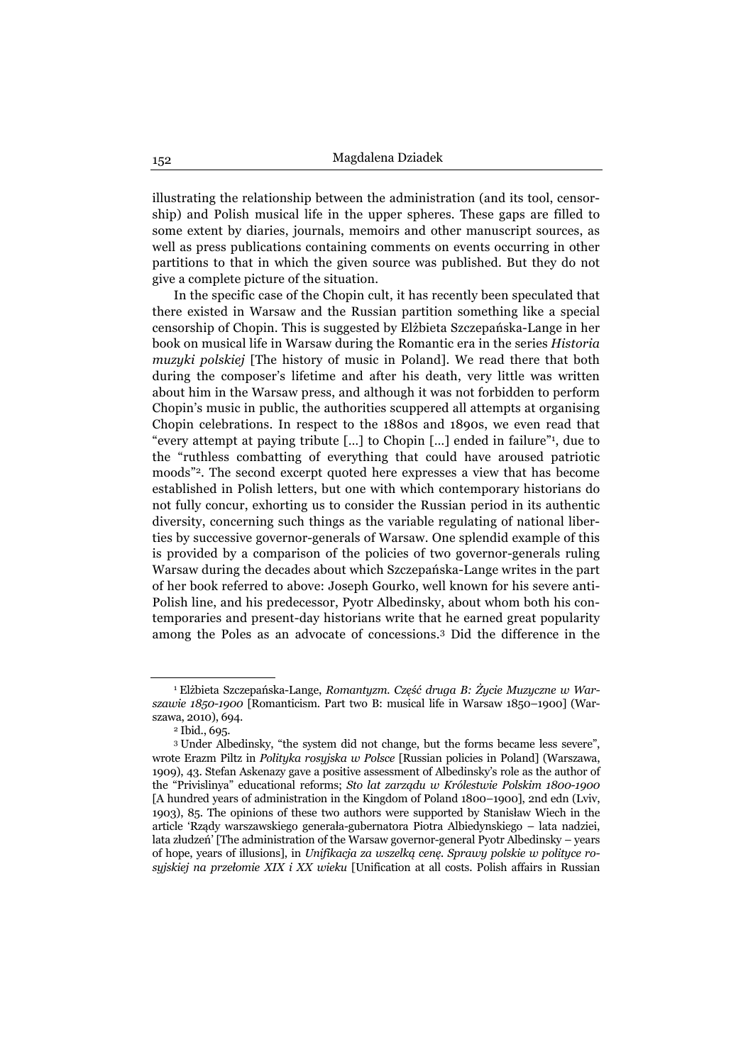illustrating the relationship between the administration (and its tool, censorship) and Polish musical life in the upper spheres. These gaps are filled to some extent by diaries, journals, memoirs and other manuscript sources, as well as press publications containing comments on events occurring in other partitions to that in which the given source was published. But they do not give a complete picture of the situation.

In the specific case of the Chopin cult, it has recently been speculated that there existed in Warsaw and the Russian partition something like a special censorship of Chopin. This is suggested by Elżbieta Szczepańska-Lange in her book on musical life in Warsaw during the Romantic era in the series *Historia muzyki polskiej* [The history of music in Poland]. We read there that both during the composer's lifetime and after his death, very little was written about him in the Warsaw press, and although it was not forbidden to perform Chopin's music in public, the authorities scuppered all attempts at organising Chopin celebrations. In respect to the 1880s and 1890s, we even read that "every attempt at paying tribute […] to Chopin […] ended in failure"[1], due to the "ruthless combatting of everything that could have aroused patriotic moods"[2]. The second excerpt quoted here expresses a view that has become established in Polish letters, but one with which contemporary historians do not fully concur, exhorting us to consider the Russian period in its authentic diversity, concerning such things as the variable regulating of national liberties by successive governor-generals of Warsaw. One splendid example of this is provided by a comparison of the policies of two governor-generals ruling Warsaw during the decades about which Szczepańska-Lange writes in the part of her book referred to above: Joseph Gourko, well known for his severe anti-Polish line, and his predecessor, Pyotr Albedinsky, about whom both his contemporaries and present-day historians write that he earned great popularity among the Poles as an advocate of concessions.[3] Did the difference in the

---

[1] Elżbieta Szczepańska-Lange, *Romantyzm. Część druga B: Życie Muzyczne w Warszawie 1850-1900* [Romanticism. Part two B: musical life in Warsaw 1850–1900] (Warszawa, 2010), 694.

[2] Ibid., 695.

[3] Under Albedinsky, "the system did not change, but the forms became less severe", wrote Erazm Piltz in *Polityka rosyjska w Polsce* [Russian policies in Poland] (Warszawa, 1909), 43. Stefan Askenazy gave a positive assessment of Albedinsky's role as the author of the "Privislinya" educational reforms; *Sto lat zarządu w Królestwie Polskim 1800-1900* [A hundred years of administration in the Kingdom of Poland 1800–1900], 2nd edn (Lviv, 1903), 85. The opinions of these two authors were supported by Stanisław Wiech in the article 'Rządy warszawskiego generała-gubernatora Piotra Albiedynskiego – lata nadziei, lata złudzeń' [The administration of the Warsaw governor-general Pyotr Albedinsky – years of hope, years of illusions], in *Unifikacja za wszelką cenę. Sprawy polskie w polityce rosyjskiej na przełomie XIX i XX wieku* [Unification at all costs. Polish affairs in Russian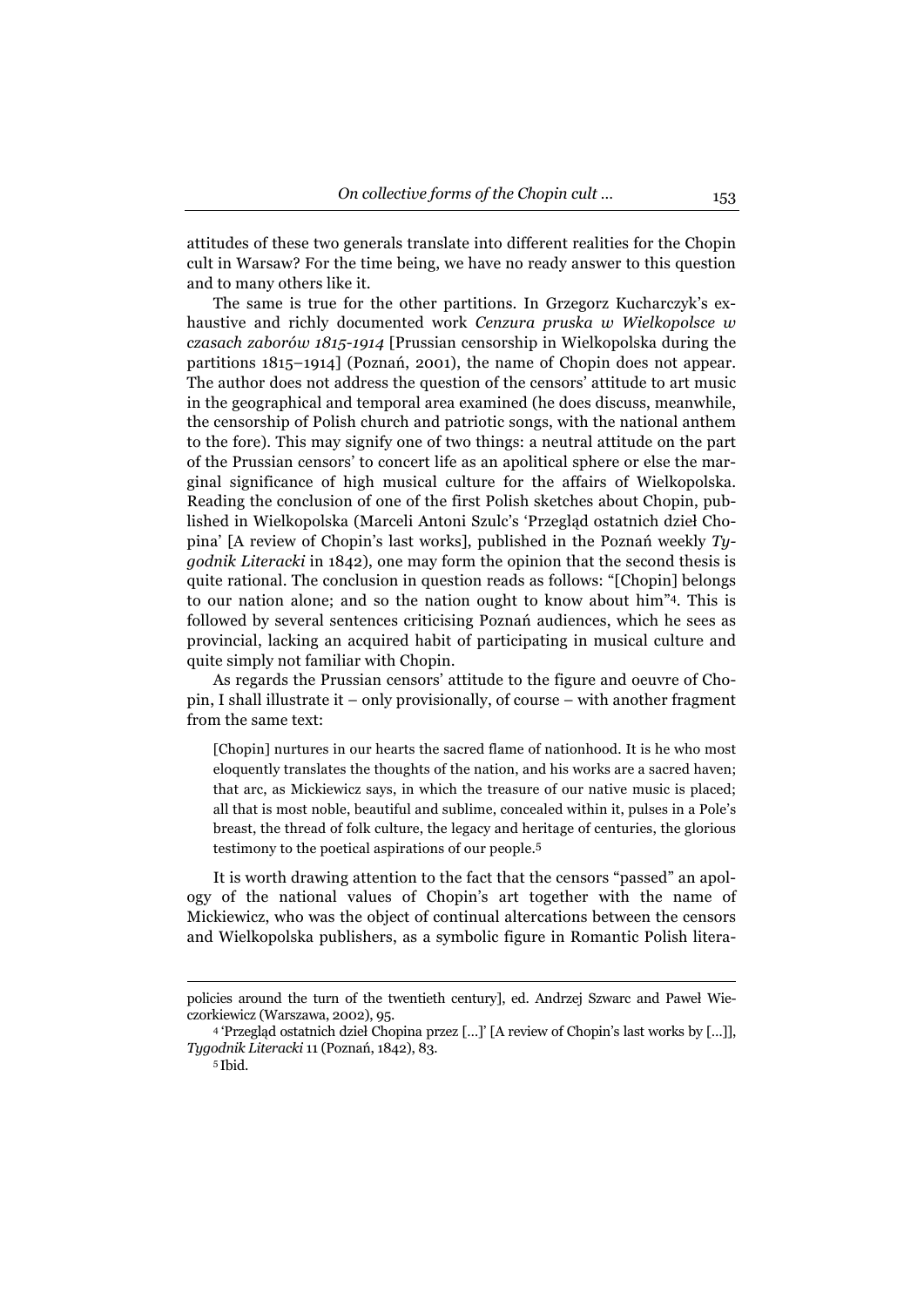attitudes of these two generals translate into different realities for the Chopin cult in Warsaw? For the time being, we have no ready answer to this question and to many others like it.

The same is true for the other partitions. In Grzegorz Kucharczyk's exhaustive and richly documented work *Cenzura pruska w Wielkopolsce w czasach zaborów 1815-1914* [Prussian censorship in Wielkopolska during the partitions 1815–1914] (Poznań, 2001), the name of Chopin does not appear. The author does not address the question of the censors' attitude to art music in the geographical and temporal area examined (he does discuss, meanwhile, the censorship of Polish church and patriotic songs, with the national anthem to the fore). This may signify one of two things: a neutral attitude on the part of the Prussian censors' to concert life as an apolitical sphere or else the marginal significance of high musical culture for the affairs of Wielkopolska. Reading the conclusion of one of the first Polish sketches about Chopin, published in Wielkopolska (Marceli Antoni Szulc's 'Przegląd ostatnich dzieł Chopina' [A review of Chopin's last works], published in the Poznań weekly *Tygodnik Literacki* in 1842), one may form the opinion that the second thesis is quite rational. The conclusion in question reads as follows: "[Chopin] belongs to our nation alone; and so the nation ought to know about him"[4]. This is followed by several sentences criticising Poznań audiences, which he sees as provincial, lacking an acquired habit of participating in musical culture and quite simply not familiar with Chopin.

As regards the Prussian censors' attitude to the figure and oeuvre of Chopin, I shall illustrate it – only provisionally, of course – with another fragment from the same text:

> [Chopin] nurtures in our hearts the sacred flame of nationhood. It is he who most eloquently translates the thoughts of the nation, and his works are a sacred haven; that arc, as Mickiewicz says, in which the treasure of our native music is placed; all that is most noble, beautiful and sublime, concealed within it, pulses in a Pole's breast, the thread of folk culture, the legacy and heritage of centuries, the glorious testimony to the poetical aspirations of our people.[5]

It is worth drawing attention to the fact that the censors "passed" an apology of the national values of Chopin's art together with the name of Mickiewicz, who was the object of continual altercations between the censors and Wielkopolska publishers, as a symbolic figure in Romantic Polish litera-

---

policies around the turn of the twentieth century], ed. Andrzej Szwarc and Paweł Wieczorkiewicz (Warszawa, 2002), 95.

[4] 'Przegląd ostatnich dzieł Chopina przez […]' [A review of Chopin's last works by […]], *Tygodnik Literacki* 11 (Poznań, 1842), 83.

[5] Ibid.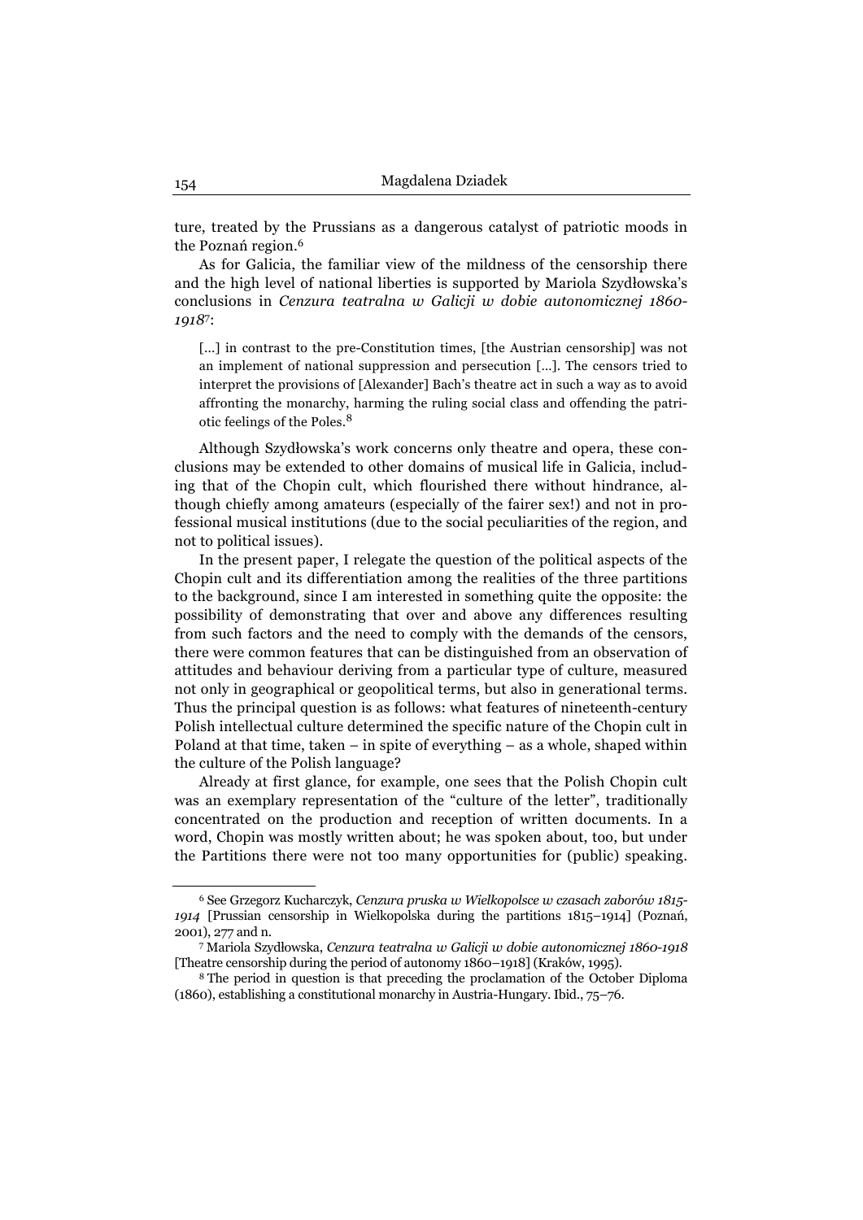ture, treated by the Prussians as a dangerous catalyst of patriotic moods in the Poznań region.[6]

As for Galicia, the familiar view of the mildness of the censorship there and the high level of national liberties is supported by Mariola Szydłowska's conclusions in *Cenzura teatralna w Galicji w dobie autonomicznej 1860-1918*[7]:

> [...] in contrast to the pre-Constitution times, [the Austrian censorship] was not an implement of national suppression and persecution [...]. The censors tried to interpret the provisions of [Alexander] Bach's theatre act in such a way as to avoid affronting the monarchy, harming the ruling social class and offending the patriotic feelings of the Poles.[8]

Although Szydłowska's work concerns only theatre and opera, these conclusions may be extended to other domains of musical life in Galicia, including that of the Chopin cult, which flourished there without hindrance, although chiefly among amateurs (especially of the fairer sex!) and not in professional musical institutions (due to the social peculiarities of the region, and not to political issues).

In the present paper, I relegate the question of the political aspects of the Chopin cult and its differentiation among the realities of the three partitions to the background, since I am interested in something quite the opposite: the possibility of demonstrating that over and above any differences resulting from such factors and the need to comply with the demands of the censors, there were common features that can be distinguished from an observation of attitudes and behaviour deriving from a particular type of culture, measured not only in geographical or geopolitical terms, but also in generational terms. Thus the principal question is as follows: what features of nineteenth-century Polish intellectual culture determined the specific nature of the Chopin cult in Poland at that time, taken – in spite of everything – as a whole, shaped within the culture of the Polish language?

Already at first glance, for example, one sees that the Polish Chopin cult was an exemplary representation of the "culture of the letter", traditionally concentrated on the production and reception of written documents. In a word, Chopin was mostly written about; he was spoken about, too, but under the Partitions there were not too many opportunities for (public) speaking.

---

[6] See Grzegorz Kucharczyk, *Cenzura pruska w Wielkopolsce w czasach zaborów 1815-1914* [Prussian censorship in Wielkopolska during the partitions 1815–1914] (Poznań, 2001), 277 and n.

[7] Mariola Szydłowska, *Cenzura teatralna w Galicji w dobie autonomicznej 1860-1918* [Theatre censorship during the period of autonomy 1860–1918] (Kraków, 1995).

[8] The period in question is that preceding the proclamation of the October Diploma (1860), establishing a constitutional monarchy in Austria-Hungary. Ibid., 75–76.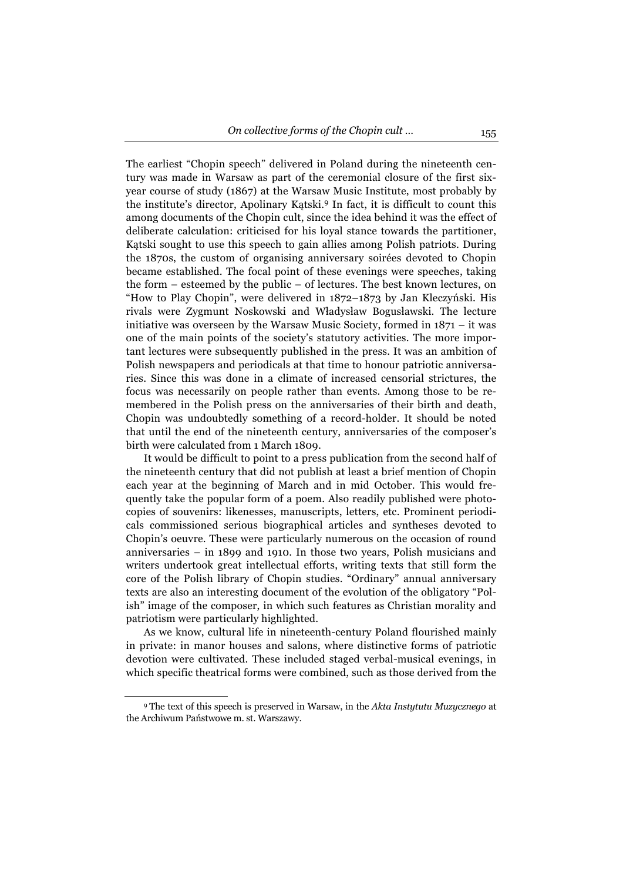The earliest "Chopin speech" delivered in Poland during the nineteenth century was made in Warsaw as part of the ceremonial closure of the first six-year course of study (1867) at the Warsaw Music Institute, most probably by the institute's director, Apolinary Kątski.[9] In fact, it is difficult to count this among documents of the Chopin cult, since the idea behind it was the effect of deliberate calculation: criticised for his loyal stance towards the partitioner, Kątski sought to use this speech to gain allies among Polish patriots. During the 1870s, the custom of organising anniversary soirées devoted to Chopin became established. The focal point of these evenings were speeches, taking the form – esteemed by the public – of lectures. The best known lectures, on "How to Play Chopin", were delivered in 1872–1873 by Jan Kleczyński. His rivals were Zygmunt Noskowski and Władysław Bogusławski. The lecture initiative was overseen by the Warsaw Music Society, formed in 1871 – it was one of the main points of the society's statutory activities. The more important lectures were subsequently published in the press. It was an ambition of Polish newspapers and periodicals at that time to honour patriotic anniversaries. Since this was done in a climate of increased censorial strictures, the focus was necessarily on people rather than events. Among those to be remembered in the Polish press on the anniversaries of their birth and death, Chopin was undoubtedly something of a record-holder. It should be noted that until the end of the nineteenth century, anniversaries of the composer's birth were calculated from 1 March 1809.

It would be difficult to point to a press publication from the second half of the nineteenth century that did not publish at least a brief mention of Chopin each year at the beginning of March and in mid October. This would frequently take the popular form of a poem. Also readily published were photocopies of souvenirs: likenesses, manuscripts, letters, etc. Prominent periodicals commissioned serious biographical articles and syntheses devoted to Chopin's oeuvre. These were particularly numerous on the occasion of round anniversaries – in 1899 and 1910. In those two years, Polish musicians and writers undertook great intellectual efforts, writing texts that still form the core of the Polish library of Chopin studies. "Ordinary" annual anniversary texts are also an interesting document of the evolution of the obligatory "Polish" image of the composer, in which such features as Christian morality and patriotism were particularly highlighted.

As we know, cultural life in nineteenth-century Poland flourished mainly in private: in manor houses and salons, where distinctive forms of patriotic devotion were cultivated. These included staged verbal-musical evenings, in which specific theatrical forms were combined, such as those derived from the

---

[9] The text of this speech is preserved in Warsaw, in the *Akta Instytutu Muzycznego* at the Archiwum Państwowe m. st. Warszawy.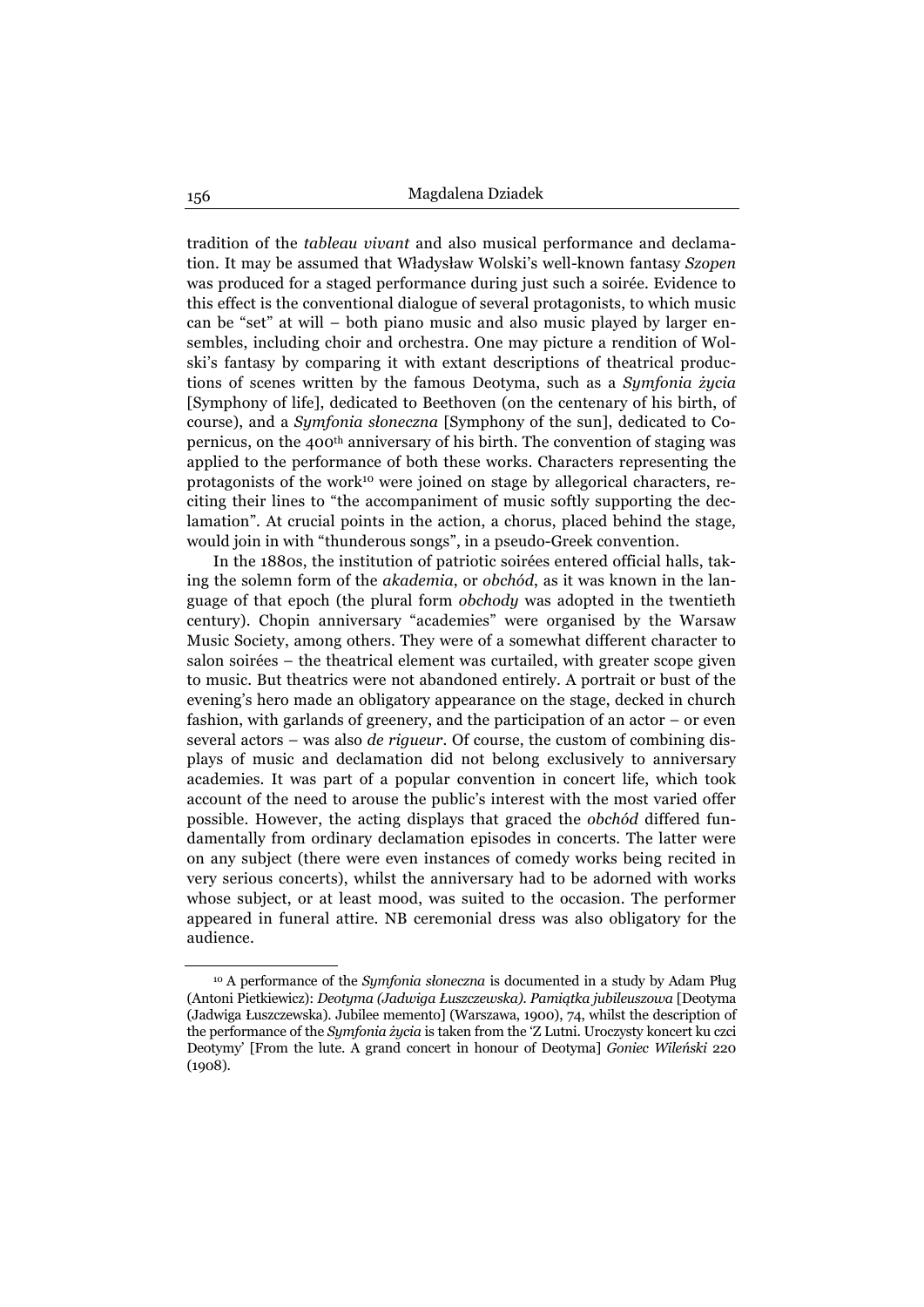tradition of the *tableau vivant* and also musical performance and declamation. It may be assumed that Władysław Wolski's well-known fantasy *Szopen* was produced for a staged performance during just such a soirée. Evidence to this effect is the conventional dialogue of several protagonists, to which music can be "set" at will – both piano music and also music played by larger ensembles, including choir and orchestra. One may picture a rendition of Wolski's fantasy by comparing it with extant descriptions of theatrical productions of scenes written by the famous Deotyma, such as a *Symfonia życia* [Symphony of life], dedicated to Beethoven (on the centenary of his birth, of course), and a *Symfonia słoneczna* [Symphony of the sun], dedicated to Copernicus, on the 400th anniversary of his birth. The convention of staging was applied to the performance of both these works. Characters representing the protagonists of the work[10] were joined on stage by allegorical characters, reciting their lines to "the accompaniment of music softly supporting the declamation". At crucial points in the action, a chorus, placed behind the stage, would join in with "thunderous songs", in a pseudo-Greek convention.

In the 1880s, the institution of patriotic soirées entered official halls, taking the solemn form of the *akademia*, or *obchód*, as it was known in the language of that epoch (the plural form *obchody* was adopted in the twentieth century). Chopin anniversary "academies" were organised by the Warsaw Music Society, among others. They were of a somewhat different character to salon soirées – the theatrical element was curtailed, with greater scope given to music. But theatrics were not abandoned entirely. A portrait or bust of the evening's hero made an obligatory appearance on the stage, decked in church fashion, with garlands of greenery, and the participation of an actor – or even several actors – was also *de rigueur*. Of course, the custom of combining displays of music and declamation did not belong exclusively to anniversary academies. It was part of a popular convention in concert life, which took account of the need to arouse the public's interest with the most varied offer possible. However, the acting displays that graced the *obchód* differed fundamentally from ordinary declamation episodes in concerts. The latter were on any subject (there were even instances of comedy works being recited in very serious concerts), whilst the anniversary had to be adorned with works whose subject, or at least mood, was suited to the occasion. The performer appeared in funeral attire. NB ceremonial dress was also obligatory for the audience.

---

[10] A performance of the *Symfonia słoneczna* is documented in a study by Adam Pług (Antoni Pietkiewicz): *Deotyma (Jadwiga Łuszczewska). Pamiątka jubileuszowa* [Deotyma (Jadwiga Łuszczewska). Jubilee memento] (Warszawa, 1900), 74, whilst the description of the performance of the *Symfonia życia* is taken from the 'Z Lutni. Uroczysty koncert ku czci Deotymy' [From the lute. A grand concert in honour of Deotyma] *Goniec Wileński* 220 (1908).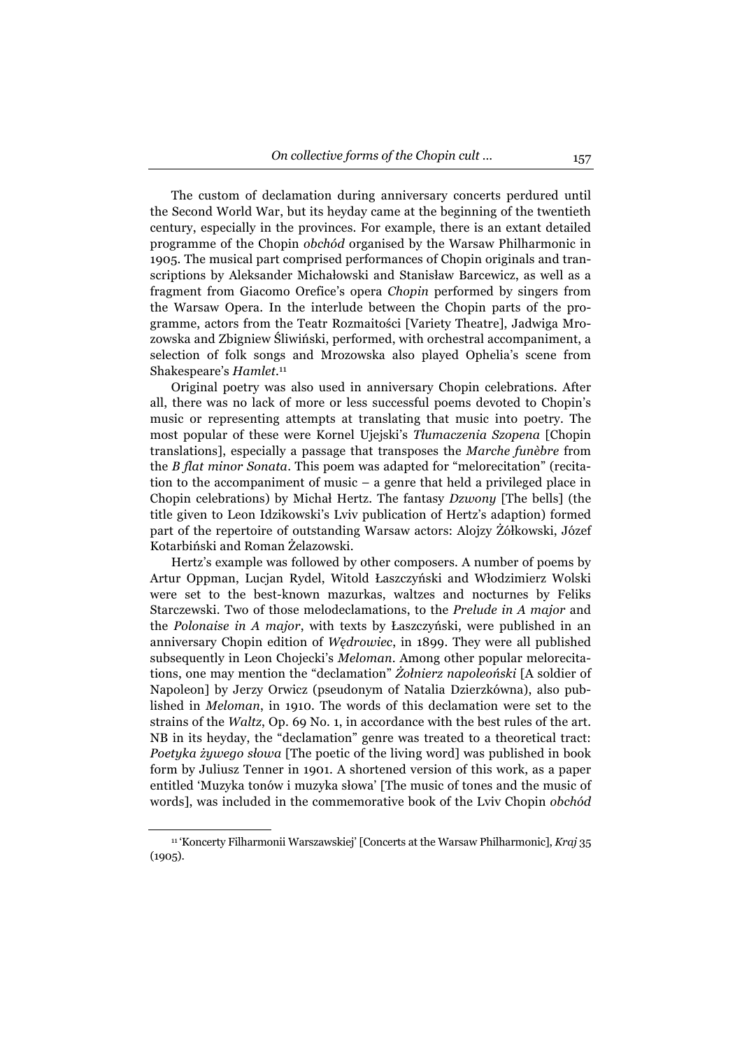The custom of declamation during anniversary concerts perdured until the Second World War, but its heyday came at the beginning of the twentieth century, especially in the provinces. For example, there is an extant detailed programme of the Chopin *obchód* organised by the Warsaw Philharmonic in 1905. The musical part comprised performances of Chopin originals and transcriptions by Aleksander Michałowski and Stanisław Barcewicz, as well as a fragment from Giacomo Orefice's opera *Chopin* performed by singers from the Warsaw Opera. In the interlude between the Chopin parts of the programme, actors from the Teatr Rozmaitości [Variety Theatre], Jadwiga Mrozowska and Zbigniew Śliwiński, performed, with orchestral accompaniment, a selection of folk songs and Mrozowska also played Ophelia's scene from Shakespeare's *Hamlet*.[11]

Original poetry was also used in anniversary Chopin celebrations. After all, there was no lack of more or less successful poems devoted to Chopin's music or representing attempts at translating that music into poetry. The most popular of these were Kornel Ujejski's *Tłumaczenia Szopena* [Chopin translations], especially a passage that transposes the *Marche funèbre* from the *B flat minor Sonata*. This poem was adapted for "melorecitation" (recitation to the accompaniment of music – a genre that held a privileged place in Chopin celebrations) by Michał Hertz. The fantasy *Dzwony* [The bells] (the title given to Leon Idzikowski's Lviv publication of Hertz's adaption) formed part of the repertoire of outstanding Warsaw actors: Alojzy Żółkowski, Józef Kotarbiński and Roman Żelazowski.

Hertz's example was followed by other composers. A number of poems by Artur Oppman, Lucjan Rydel, Witold Łaszczyński and Włodzimierz Wolski were set to the best-known mazurkas, waltzes and nocturnes by Feliks Starczewski. Two of those melodeclamations, to the *Prelude in A major* and the *Polonaise in A major*, with texts by Łaszczyński, were published in an anniversary Chopin edition of *Wędrowiec*, in 1899. They were all published subsequently in Leon Chojecki's *Meloman*. Among other popular melorecitations, one may mention the "declamation" *Żołnierz napoleoński* [A soldier of Napoleon] by Jerzy Orwicz (pseudonym of Natalia Dzierzkówna), also published in *Meloman*, in 1910. The words of this declamation were set to the strains of the *Waltz*, Op. 69 No. 1, in accordance with the best rules of the art. NB in its heyday, the "declamation" genre was treated to a theoretical tract: *Poetyka żywego słowa* [The poetic of the living word] was published in book form by Juliusz Tenner in 1901. A shortened version of this work, as a paper entitled 'Muzyka tonów i muzyka słowa' [The music of tones and the music of words], was included in the commemorative book of the Lviv Chopin *obchód*

[11] 'Koncerty Filharmonii Warszawskiej' [Concerts at the Warsaw Philharmonic], *Kraj* 35 (1905).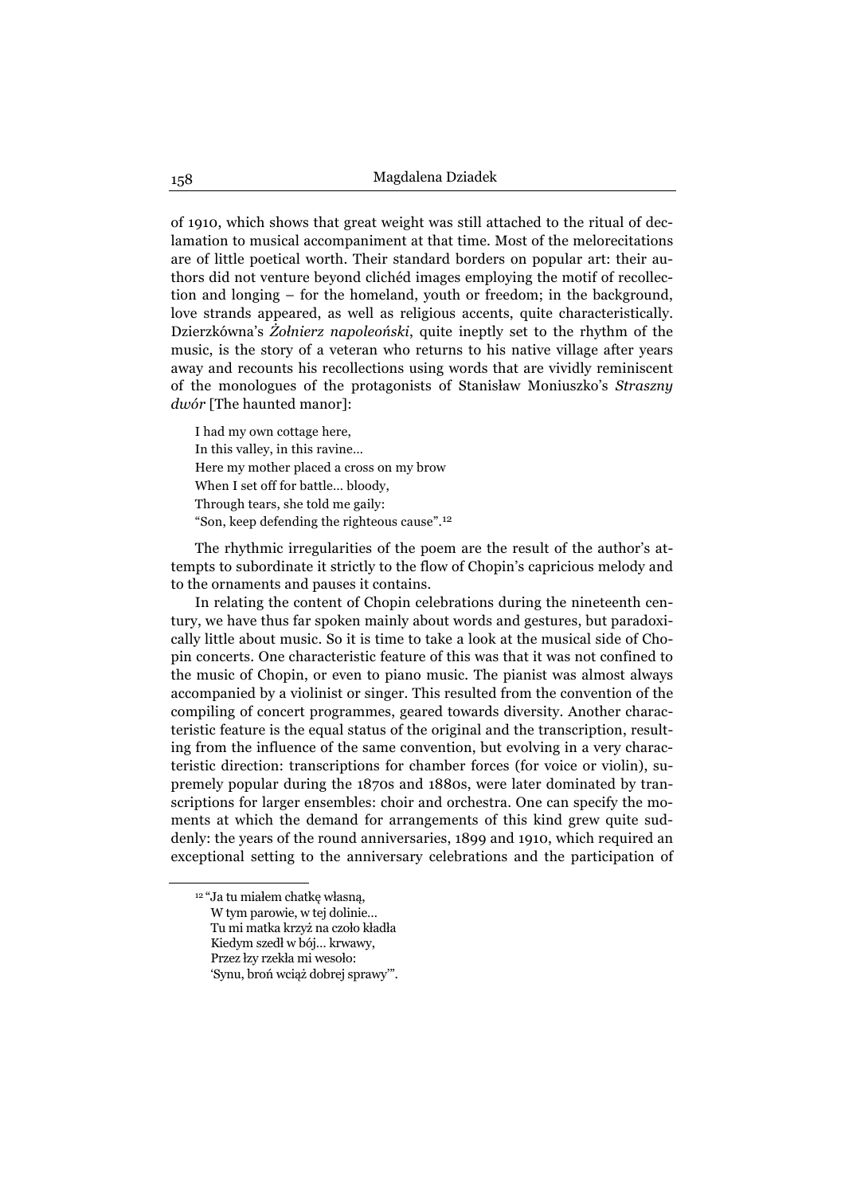of 1910, which shows that great weight was still attached to the ritual of declamation to musical accompaniment at that time. Most of the melorecitations are of little poetical worth. Their standard borders on popular art: their authors did not venture beyond clichéd images employing the motif of recollection and longing – for the homeland, youth or freedom; in the background, love strands appeared, as well as religious accents, quite characteristically. Dzierzkówna's *Żołnierz napoleoński*, quite ineptly set to the rhythm of the music, is the story of a veteran who returns to his native village after years away and recounts his recollections using words that are vividly reminiscent of the monologues of the protagonists of Stanisław Moniuszko's *Straszny dwór* [The haunted manor]:

> I had my own cottage here,
> In this valley, in this ravine…
> Here my mother placed a cross on my brow
> When I set off for battle… bloody,
> Through tears, she told me gaily:
> "Son, keep defending the righteous cause".[12]

The rhythmic irregularities of the poem are the result of the author's attempts to subordinate it strictly to the flow of Chopin's capricious melody and to the ornaments and pauses it contains.

In relating the content of Chopin celebrations during the nineteenth century, we have thus far spoken mainly about words and gestures, but paradoxically little about music. So it is time to take a look at the musical side of Chopin concerts. One characteristic feature of this was that it was not confined to the music of Chopin, or even to piano music. The pianist was almost always accompanied by a violinist or singer. This resulted from the convention of the compiling of concert programmes, geared towards diversity. Another characteristic feature is the equal status of the original and the transcription, resulting from the influence of the same convention, but evolving in a very characteristic direction: transcriptions for chamber forces (for voice or violin), supremely popular during the 1870s and 1880s, were later dominated by transcriptions for larger ensembles: choir and orchestra. One can specify the moments at which the demand for arrangements of this kind grew quite suddenly: the years of the round anniversaries, 1899 and 1910, which required an exceptional setting to the anniversary celebrations and the participation of

---

[12] "Ja tu miałem chatkę własną,
W tym parowie, w tej dolinie…
Tu mi matka krzyż na czoło kładła
Kiedym szedł w bój… krwawy,
Przez łzy rzekła mi wesoło:
'Synu, broń wciąż dobrej sprawy'".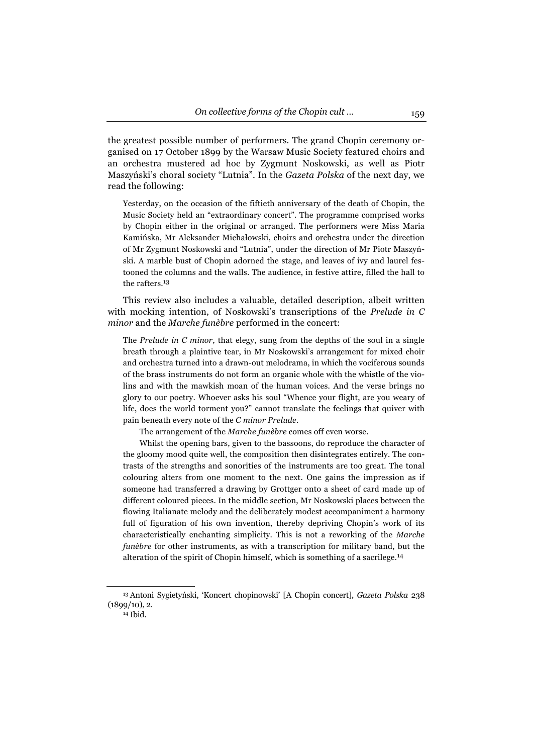the greatest possible number of performers. The grand Chopin ceremony organised on 17 October 1899 by the Warsaw Music Society featured choirs and an orchestra mustered ad hoc by Zygmunt Noskowski, as well as Piotr Maszyński's choral society "Lutnia". In the *Gazeta Polska* of the next day, we read the following:

> Yesterday, on the occasion of the fiftieth anniversary of the death of Chopin, the Music Society held an "extraordinary concert". The programme comprised works by Chopin either in the original or arranged. The performers were Miss Maria Kamińska, Mr Aleksander Michałowski, choirs and orchestra under the direction of Mr Zygmunt Noskowski and "Lutnia", under the direction of Mr Piotr Maszyński. A marble bust of Chopin adorned the stage, and leaves of ivy and laurel festooned the columns and the walls. The audience, in festive attire, filled the hall to the rafters.[13]

This review also includes a valuable, detailed description, albeit written with mocking intention, of Noskowski's transcriptions of the *Prelude in C minor* and the *Marche funèbre* performed in the concert:

> The *Prelude in C minor*, that elegy, sung from the depths of the soul in a single breath through a plaintive tear, in Mr Noskowski's arrangement for mixed choir and orchestra turned into a drawn-out melodrama, in which the vociferous sounds of the brass instruments do not form an organic whole with the whistle of the violins and with the mawkish moan of the human voices. And the verse brings no glory to our poetry. Whoever asks his soul "Whence your flight, are you weary of life, does the world torment you?" cannot translate the feelings that quiver with pain beneath every note of the *C minor Prelude*.
>
> The arrangement of the *Marche funèbre* comes off even worse.
>
> Whilst the opening bars, given to the bassoons, do reproduce the character of the gloomy mood quite well, the composition then disintegrates entirely. The contrasts of the strengths and sonorities of the instruments are too great. The tonal colouring alters from one moment to the next. One gains the impression as if someone had transferred a drawing by Grottger onto a sheet of card made up of different coloured pieces. In the middle section, Mr Noskowski places between the flowing Italianate melody and the deliberately modest accompaniment a harmony full of figuration of his own invention, thereby depriving Chopin's work of its characteristically enchanting simplicity. This is not a reworking of the *Marche funèbre* for other instruments, as with a transcription for military band, but the alteration of the spirit of Chopin himself, which is something of a sacrilege.[14]

---

[13] Antoni Sygietyński, 'Koncert chopinowski' [A Chopin concert], *Gazeta Polska* 238 (1899/10), 2.

[14] Ibid.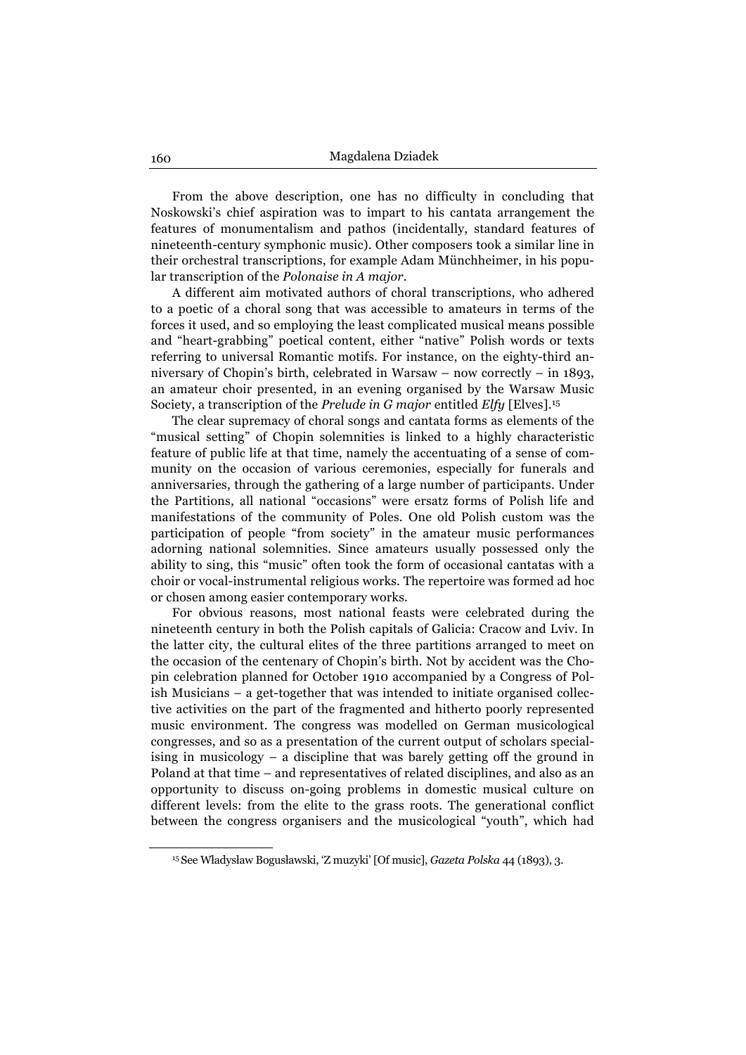From the above description, one has no difficulty in concluding that Noskowski's chief aspiration was to impart to his cantata arrangement the features of monumentalism and pathos (incidentally, standard features of nineteenth-century symphonic music). Other composers took a similar line in their orchestral transcriptions, for example Adam Münchheimer, in his popular transcription of the *Polonaise in A major*.

A different aim motivated authors of choral transcriptions, who adhered to a poetic of a choral song that was accessible to amateurs in terms of the forces it used, and so employing the least complicated musical means possible and "heart-grabbing" poetical content, either "native" Polish words or texts referring to universal Romantic motifs. For instance, on the eighty-third anniversary of Chopin's birth, celebrated in Warsaw – now correctly – in 1893, an amateur choir presented, in an evening organised by the Warsaw Music Society, a transcription of the *Prelude in G major* entitled *Elfy* [Elves].[15]

The clear supremacy of choral songs and cantata forms as elements of the "musical setting" of Chopin solemnities is linked to a highly characteristic feature of public life at that time, namely the accentuating of a sense of community on the occasion of various ceremonies, especially for funerals and anniversaries, through the gathering of a large number of participants. Under the Partitions, all national "occasions" were ersatz forms of Polish life and manifestations of the community of Poles. One old Polish custom was the participation of people "from society" in the amateur music performances adorning national solemnities. Since amateurs usually possessed only the ability to sing, this "music" often took the form of occasional cantatas with a choir or vocal-instrumental religious works. The repertoire was formed ad hoc or chosen among easier contemporary works.

For obvious reasons, most national feasts were celebrated during the nineteenth century in both the Polish capitals of Galicia: Cracow and Lviv. In the latter city, the cultural elites of the three partitions arranged to meet on the occasion of the centenary of Chopin's birth. Not by accident was the Chopin celebration planned for October 1910 accompanied by a Congress of Polish Musicians – a get-together that was intended to initiate organised collective activities on the part of the fragmented and hitherto poorly represented music environment. The congress was modelled on German musicological congresses, and so as a presentation of the current output of scholars specialising in musicology – a discipline that was barely getting off the ground in Poland at that time – and representatives of related disciplines, and also as an opportunity to discuss on-going problems in domestic musical culture on different levels: from the elite to the grass roots. The generational conflict between the congress organisers and the musicological "youth", which had

[15] See Władysław Bogusławski, 'Z muzyki' [Of music], *Gazeta Polska* 44 (1893), 3.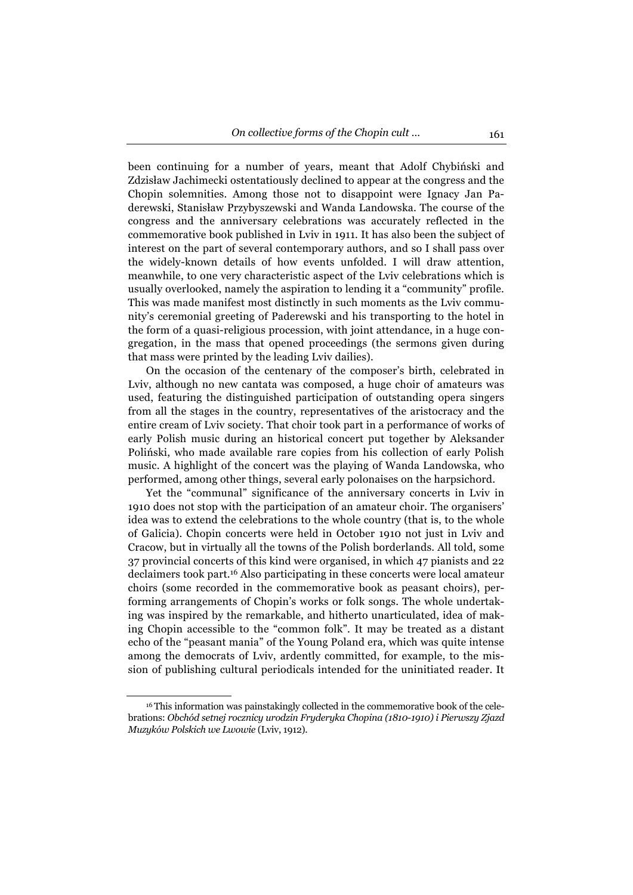been continuing for a number of years, meant that Adolf Chybiński and Zdzisław Jachimecki ostentatiously declined to appear at the congress and the Chopin solemnities. Among those not to disappoint were Ignacy Jan Paderewski, Stanisław Przybyszewski and Wanda Landowska. The course of the congress and the anniversary celebrations was accurately reflected in the commemorative book published in Lviv in 1911. It has also been the subject of interest on the part of several contemporary authors, and so I shall pass over the widely-known details of how events unfolded. I will draw attention, meanwhile, to one very characteristic aspect of the Lviv celebrations which is usually overlooked, namely the aspiration to lending it a "community" profile. This was made manifest most distinctly in such moments as the Lviv community's ceremonial greeting of Paderewski and his transporting to the hotel in the form of a quasi-religious procession, with joint attendance, in a huge congregation, in the mass that opened proceedings (the sermons given during that mass were printed by the leading Lviv dailies).

On the occasion of the centenary of the composer's birth, celebrated in Lviv, although no new cantata was composed, a huge choir of amateurs was used, featuring the distinguished participation of outstanding opera singers from all the stages in the country, representatives of the aristocracy and the entire cream of Lviv society. That choir took part in a performance of works of early Polish music during an historical concert put together by Aleksander Poliński, who made available rare copies from his collection of early Polish music. A highlight of the concert was the playing of Wanda Landowska, who performed, among other things, several early polonaises on the harpsichord.

Yet the "communal" significance of the anniversary concerts in Lviv in 1910 does not stop with the participation of an amateur choir. The organisers' idea was to extend the celebrations to the whole country (that is, to the whole of Galicia). Chopin concerts were held in October 1910 not just in Lviv and Cracow, but in virtually all the towns of the Polish borderlands. All told, some 37 provincial concerts of this kind were organised, in which 47 pianists and 22 declaimers took part.[16] Also participating in these concerts were local amateur choirs (some recorded in the commemorative book as peasant choirs), performing arrangements of Chopin's works or folk songs. The whole undertaking was inspired by the remarkable, and hitherto unarticulated, idea of making Chopin accessible to the "common folk". It may be treated as a distant echo of the "peasant mania" of the Young Poland era, which was quite intense among the democrats of Lviv, ardently committed, for example, to the mission of publishing cultural periodicals intended for the uninitiated reader. It

[16] This information was painstakingly collected in the commemorative book of the celebrations: *Obchód setnej rocznicy urodzin Fryderyka Chopina (1810-1910) i Pierwszy Zjazd Muzyków Polskich we Lwowie* (Lviv, 1912).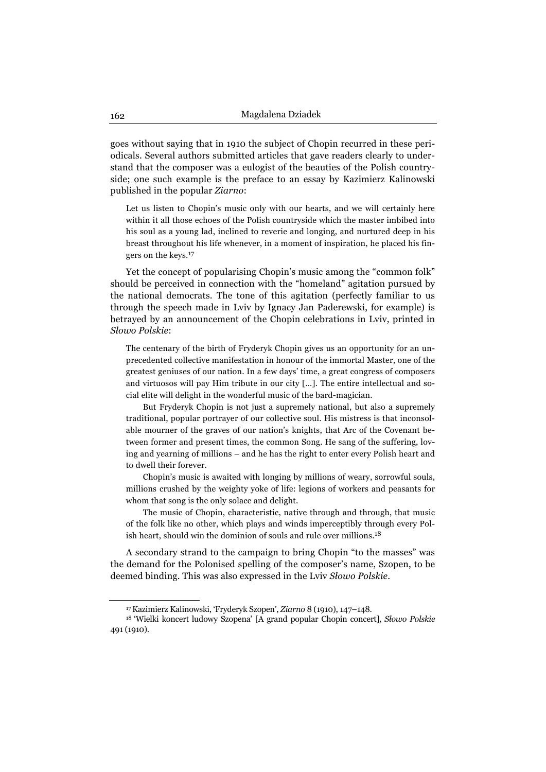goes without saying that in 1910 the subject of Chopin recurred in these periodicals. Several authors submitted articles that gave readers clearly to understand that the composer was a eulogist of the beauties of the Polish countryside; one such example is the preface to an essay by Kazimierz Kalinowski published in the popular *Ziarno*:

> Let us listen to Chopin's music only with our hearts, and we will certainly here within it all those echoes of the Polish countryside which the master imbibed into his soul as a young lad, inclined to reverie and longing, and nurtured deep in his breast throughout his life whenever, in a moment of inspiration, he placed his fingers on the keys.[17]

Yet the concept of popularising Chopin's music among the "common folk" should be perceived in connection with the "homeland" agitation pursued by the national democrats. The tone of this agitation (perfectly familiar to us through the speech made in Lviv by Ignacy Jan Paderewski, for example) is betrayed by an announcement of the Chopin celebrations in Lviv, printed in *Słowo Polskie*:

> The centenary of the birth of Fryderyk Chopin gives us an opportunity for an unprecedented collective manifestation in honour of the immortal Master, one of the greatest geniuses of our nation. In a few days' time, a great congress of composers and virtuosos will pay Him tribute in our city [...]. The entire intellectual and social elite will delight in the wonderful music of the bard-magician.
>
> But Fryderyk Chopin is not just a supremely national, but also a supremely traditional, popular portrayer of our collective soul. His mistress is that inconsolable mourner of the graves of our nation's knights, that Arc of the Covenant between former and present times, the common Song. He sang of the suffering, loving and yearning of millions – and he has the right to enter every Polish heart and to dwell their forever.
>
> Chopin's music is awaited with longing by millions of weary, sorrowful souls, millions crushed by the weighty yoke of life: legions of workers and peasants for whom that song is the only solace and delight.
>
> The music of Chopin, characteristic, native through and through, that music of the folk like no other, which plays and winds imperceptibly through every Polish heart, should win the dominion of souls and rule over millions.[18]

A secondary strand to the campaign to bring Chopin "to the masses" was the demand for the Polonised spelling of the composer's name, Szopen, to be deemed binding. This was also expressed in the Lviv *Słowo Polskie*.

---

[17] Kazimierz Kalinowski, 'Fryderyk Szopen', *Ziarno* 8 (1910), 147–148.

[18] 'Wielki koncert ludowy Szopena' [A grand popular Chopin concert], *Słowo Polskie* 491 (1910).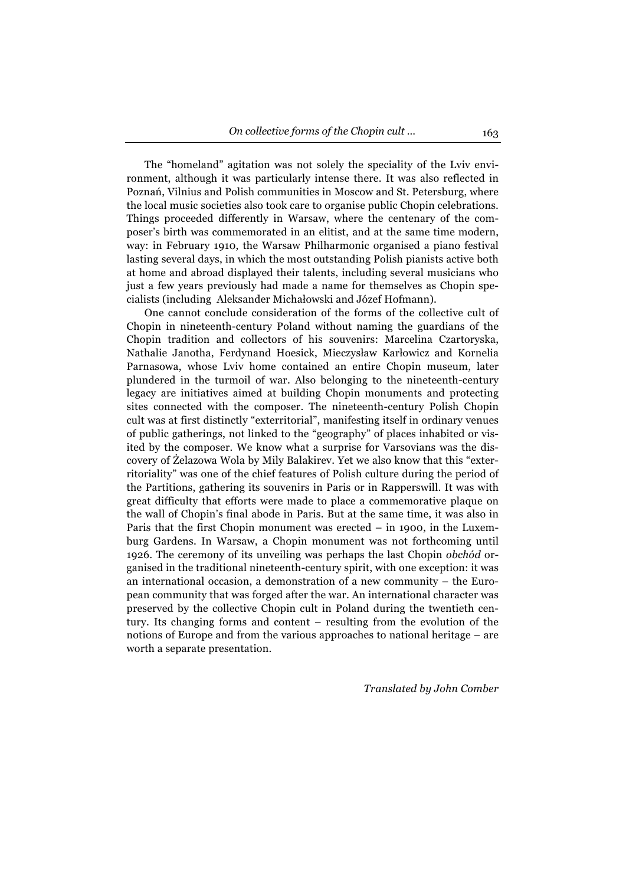The "homeland" agitation was not solely the speciality of the Lviv environment, although it was particularly intense there. It was also reflected in Poznań, Vilnius and Polish communities in Moscow and St. Petersburg, where the local music societies also took care to organise public Chopin celebrations. Things proceeded differently in Warsaw, where the centenary of the composer's birth was commemorated in an elitist, and at the same time modern, way: in February 1910, the Warsaw Philharmonic organised a piano festival lasting several days, in which the most outstanding Polish pianists active both at home and abroad displayed their talents, including several musicians who just a few years previously had made a name for themselves as Chopin specialists (including Aleksander Michałowski and Józef Hofmann).

One cannot conclude consideration of the forms of the collective cult of Chopin in nineteenth-century Poland without naming the guardians of the Chopin tradition and collectors of his souvenirs: Marcelina Czartoryska, Nathalie Janotha, Ferdynand Hoesick, Mieczysław Karłowicz and Kornelia Parnasowa, whose Lviv home contained an entire Chopin museum, later plundered in the turmoil of war. Also belonging to the nineteenth-century legacy are initiatives aimed at building Chopin monuments and protecting sites connected with the composer. The nineteenth-century Polish Chopin cult was at first distinctly "exterritorial", manifesting itself in ordinary venues of public gatherings, not linked to the "geography" of places inhabited or visited by the composer. We know what a surprise for Varsovians was the discovery of Żelazowa Wola by Mily Balakirev. Yet we also know that this "exterritoriality" was one of the chief features of Polish culture during the period of the Partitions, gathering its souvenirs in Paris or in Rapperswill. It was with great difficulty that efforts were made to place a commemorative plaque on the wall of Chopin's final abode in Paris. But at the same time, it was also in Paris that the first Chopin monument was erected – in 1900, in the Luxemburg Gardens. In Warsaw, a Chopin monument was not forthcoming until 1926. The ceremony of its unveiling was perhaps the last Chopin *obchód* organised in the traditional nineteenth-century spirit, with one exception: it was an international occasion, a demonstration of a new community – the European community that was forged after the war. An international character was preserved by the collective Chopin cult in Poland during the twentieth century. Its changing forms and content – resulting from the evolution of the notions of Europe and from the various approaches to national heritage – are worth a separate presentation.

*Translated by John Comber*